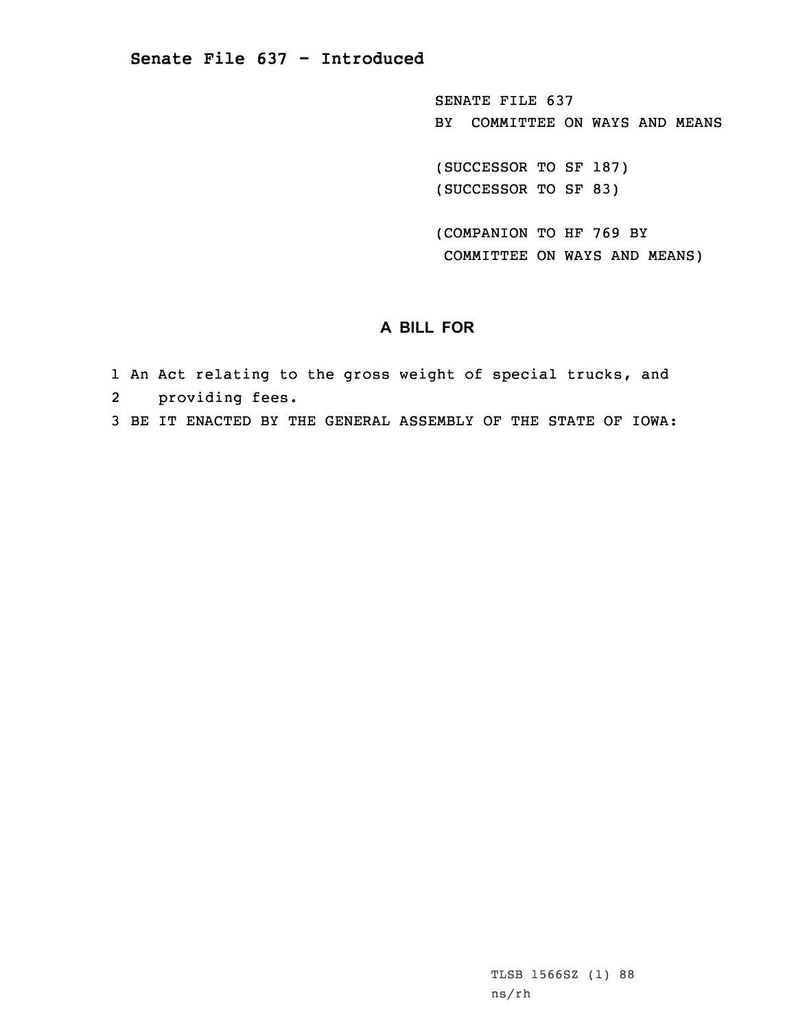# Senate File 637 - Introduced

SENATE FILE 637
BY COMMITTEE ON WAYS AND MEANS

(SUCCESSOR TO SF 187)
(SUCCESSOR TO SF 83)

(COMPANION TO HF 769 BY
COMMITTEE ON WAYS AND MEANS)

## A BILL FOR

1 An Act relating to the gross weight of special trucks, and
2 providing fees.
3 BE IT ENACTED BY THE GENERAL ASSEMBLY OF THE STATE OF IOWA:

TLSB 1566SZ (1) 88
ns/rh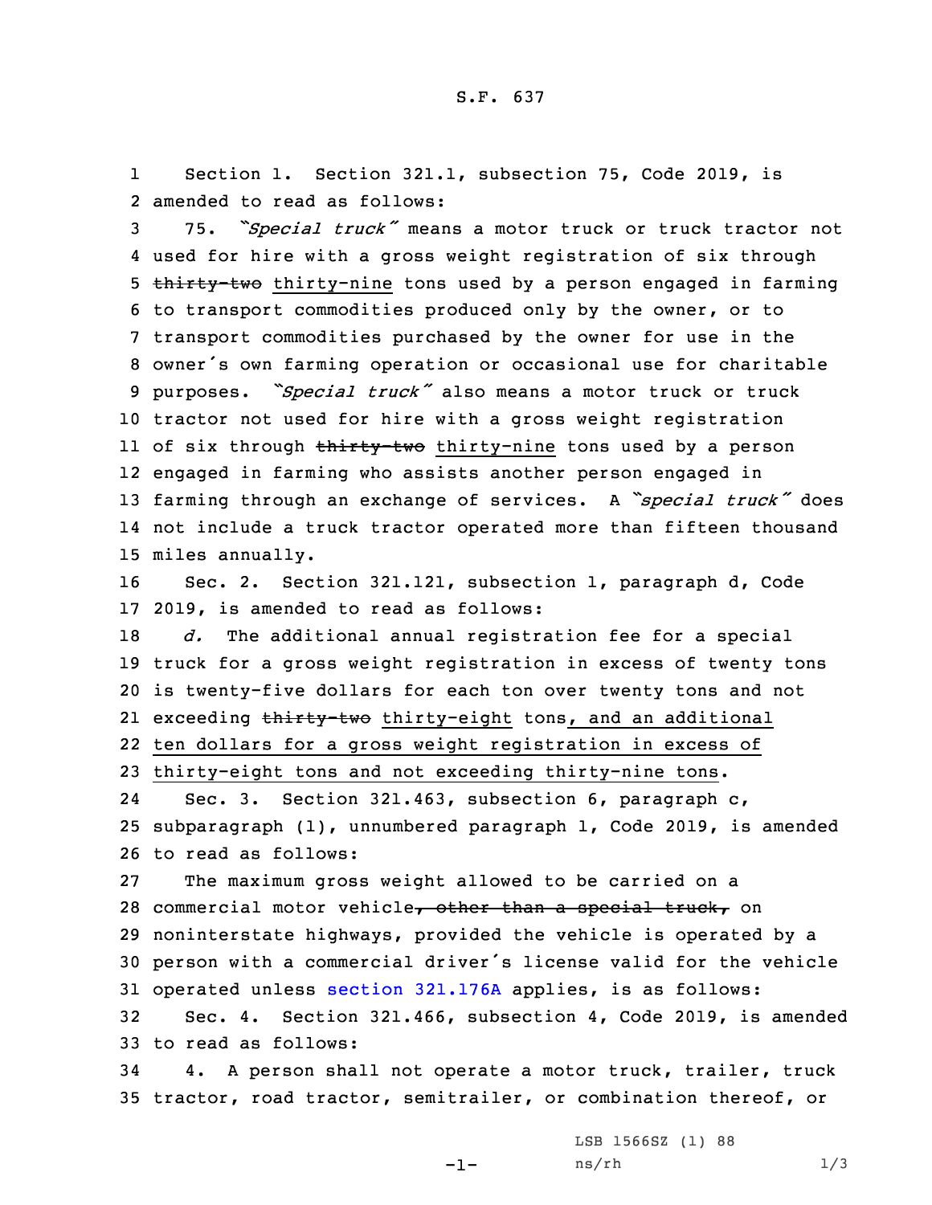S.F. 637

Section 1. Section 321.1, subsection 75, Code 2019, is amended to read as follows:

75. *"Special truck"* means a motor truck or truck tractor not used for hire with a gross weight registration of six through ~~thirty-two~~ thirty-nine tons used by a person engaged in farming to transport commodities produced only by the owner, or to transport commodities purchased by the owner for use in the owner's own farming operation or occasional use for charitable purposes. *"Special truck"* also means a motor truck or truck tractor not used for hire with a gross weight registration of six through ~~thirty-two~~ thirty-nine tons used by a person engaged in farming who assists another person engaged in farming through an exchange of services. A *"special truck"* does not include a truck tractor operated more than fifteen thousand miles annually.

Sec. 2. Section 321.121, subsection 1, paragraph d, Code 2019, is amended to read as follows:

*d.* The additional annual registration fee for a special truck for a gross weight registration in excess of twenty tons is twenty-five dollars for each ton over twenty tons and not exceeding ~~thirty-two~~ thirty-eight tons, and an additional ten dollars for a gross weight registration in excess of thirty-eight tons and not exceeding thirty-nine tons.

Sec. 3. Section 321.463, subsection 6, paragraph c, subparagraph (1), unnumbered paragraph 1, Code 2019, is amended to read as follows:

The maximum gross weight allowed to be carried on a commercial motor vehicle~~, other than a special truck,~~ on noninterstate highways, provided the vehicle is operated by a person with a commercial driver's license valid for the vehicle operated unless section 321.176A applies, is as follows:

Sec. 4. Section 321.466, subsection 4, Code 2019, is amended to read as follows:

4. A person shall not operate a motor truck, trailer, truck tractor, road tractor, semitrailer, or combination thereof, or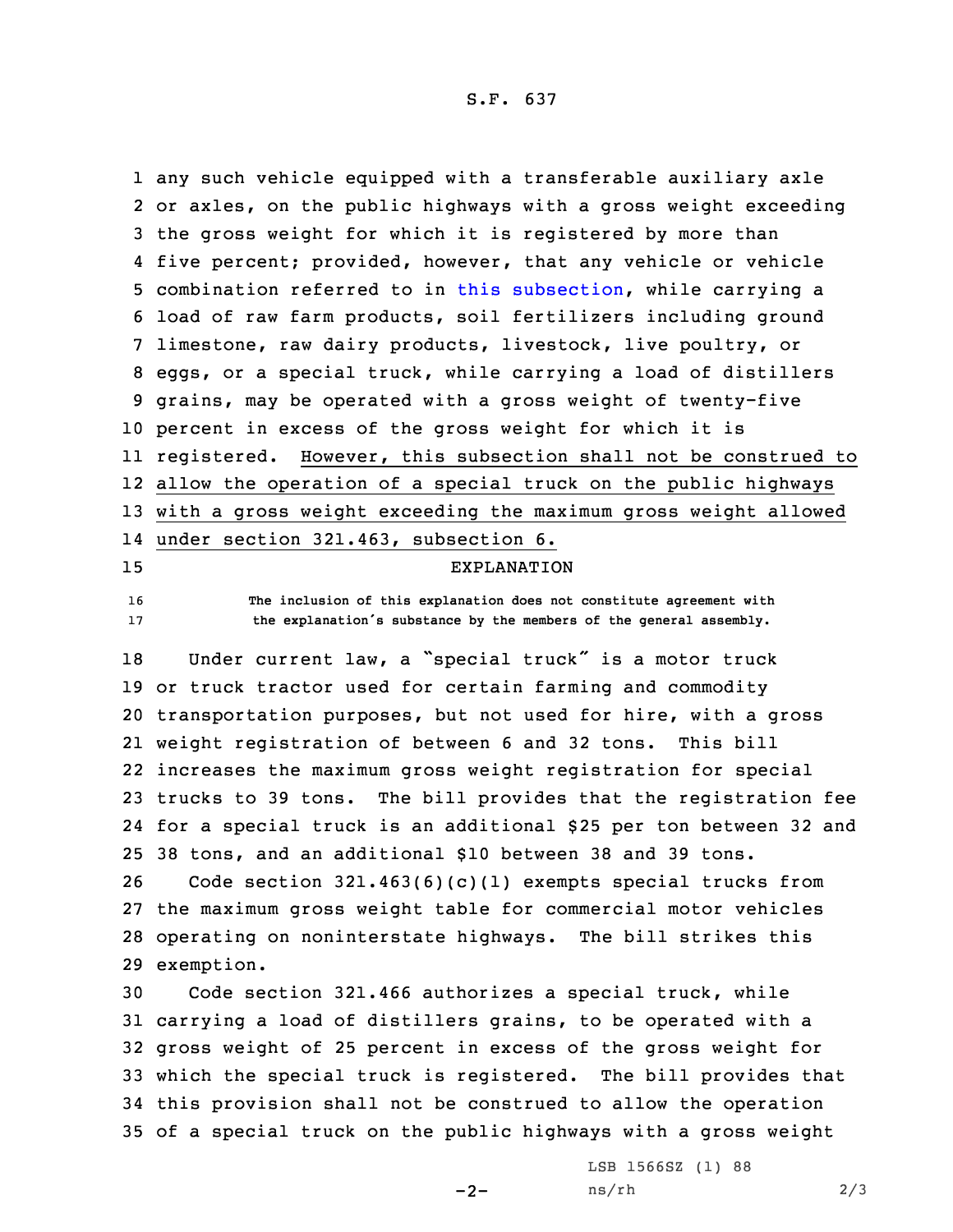any such vehicle equipped with a transferable auxiliary axle or axles, on the public highways with a gross weight exceeding the gross weight for which it is registered by more than five percent; provided, however, that any vehicle or vehicle combination referred to in this subsection, while carrying a load of raw farm products, soil fertilizers including ground limestone, raw dairy products, livestock, live poultry, or eggs, or a special truck, while carrying a load of distillers grains, may be operated with a gross weight of twenty-five percent in excess of the gross weight for which it is registered. However, this subsection shall not be construed to allow the operation of a special truck on the public highways with a gross weight exceeding the maximum gross weight allowed under section 321.463, subsection 6.

EXPLANATION

The inclusion of this explanation does not constitute agreement with the explanation's substance by the members of the general assembly.

Under current law, a "special truck" is a motor truck or truck tractor used for certain farming and commodity transportation purposes, but not used for hire, with a gross weight registration of between 6 and 32 tons. This bill increases the maximum gross weight registration for special trucks to 39 tons. The bill provides that the registration fee for a special truck is an additional $25 per ton between 32 and 38 tons, and an additional $10 between 38 and 39 tons.

Code section 321.463(6)(c)(1) exempts special trucks from the maximum gross weight table for commercial motor vehicles operating on noninterstate highways. The bill strikes this exemption.

Code section 321.466 authorizes a special truck, while carrying a load of distillers grains, to be operated with a gross weight of 25 percent in excess of the gross weight for which the special truck is registered. The bill provides that this provision shall not be construed to allow the operation of a special truck on the public highways with a gross weight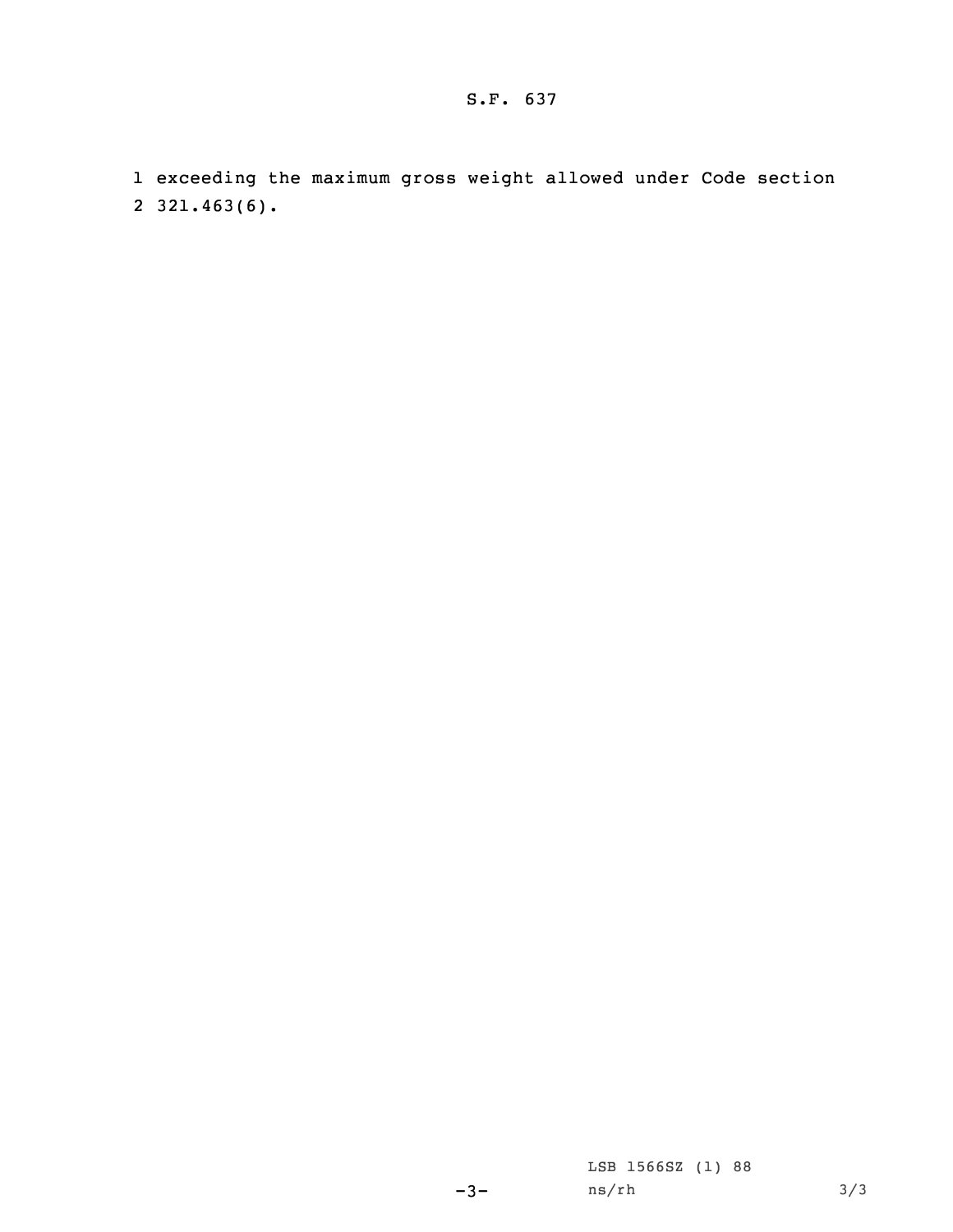exceeding the maximum gross weight allowed under Code section 321.463(6).